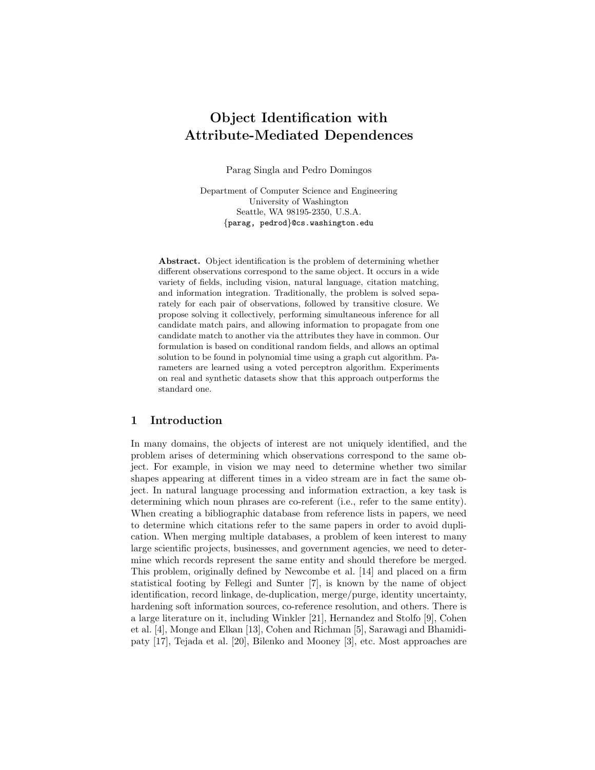# Object Identification with Attribute-Mediated Dependences

Parag Singla and Pedro Domingos

Department of Computer Science and Engineering
University of Washington
Seattle, WA 98195-2350, U.S.A.
{parag, pedrod}@cs.washington.edu

**Abstract.** Object identification is the problem of determining whether different observations correspond to the same object. It occurs in a wide variety of fields, including vision, natural language, citation matching, and information integration. Traditionally, the problem is solved separately for each pair of observations, followed by transitive closure. We propose solving it collectively, performing simultaneous inference for all candidate match pairs, and allowing information to propagate from one candidate match to another via the attributes they have in common. Our formulation is based on conditional random fields, and allows an optimal solution to be found in polynomial time using a graph cut algorithm. Parameters are learned using a voted perceptron algorithm. Experiments on real and synthetic datasets show that this approach outperforms the standard one.

## 1 Introduction

In many domains, the objects of interest are not uniquely identified, and the problem arises of determining which observations correspond to the same object. For example, in vision we may need to determine whether two similar shapes appearing at different times in a video stream are in fact the same object. In natural language processing and information extraction, a key task is determining which noun phrases are co-referent (i.e., refer to the same entity). When creating a bibliographic database from reference lists in papers, we need to determine which citations refer to the same papers in order to avoid duplication. When merging multiple databases, a problem of keen interest to many large scientific projects, businesses, and government agencies, we need to determine which records represent the same entity and should therefore be merged. This problem, originally defined by Newcombe et al. [14] and placed on a firm statistical footing by Fellegi and Sunter [7], is known by the name of object identification, record linkage, de-duplication, merge/purge, identity uncertainty, hardening soft information sources, co-reference resolution, and others. There is a large literature on it, including Winkler [21], Hernandez and Stolfo [9], Cohen et al. [4], Monge and Elkan [13], Cohen and Richman [5], Sarawagi and Bhamidipaty [17], Tejada et al. [20], Bilenko and Mooney [3], etc. Most approaches are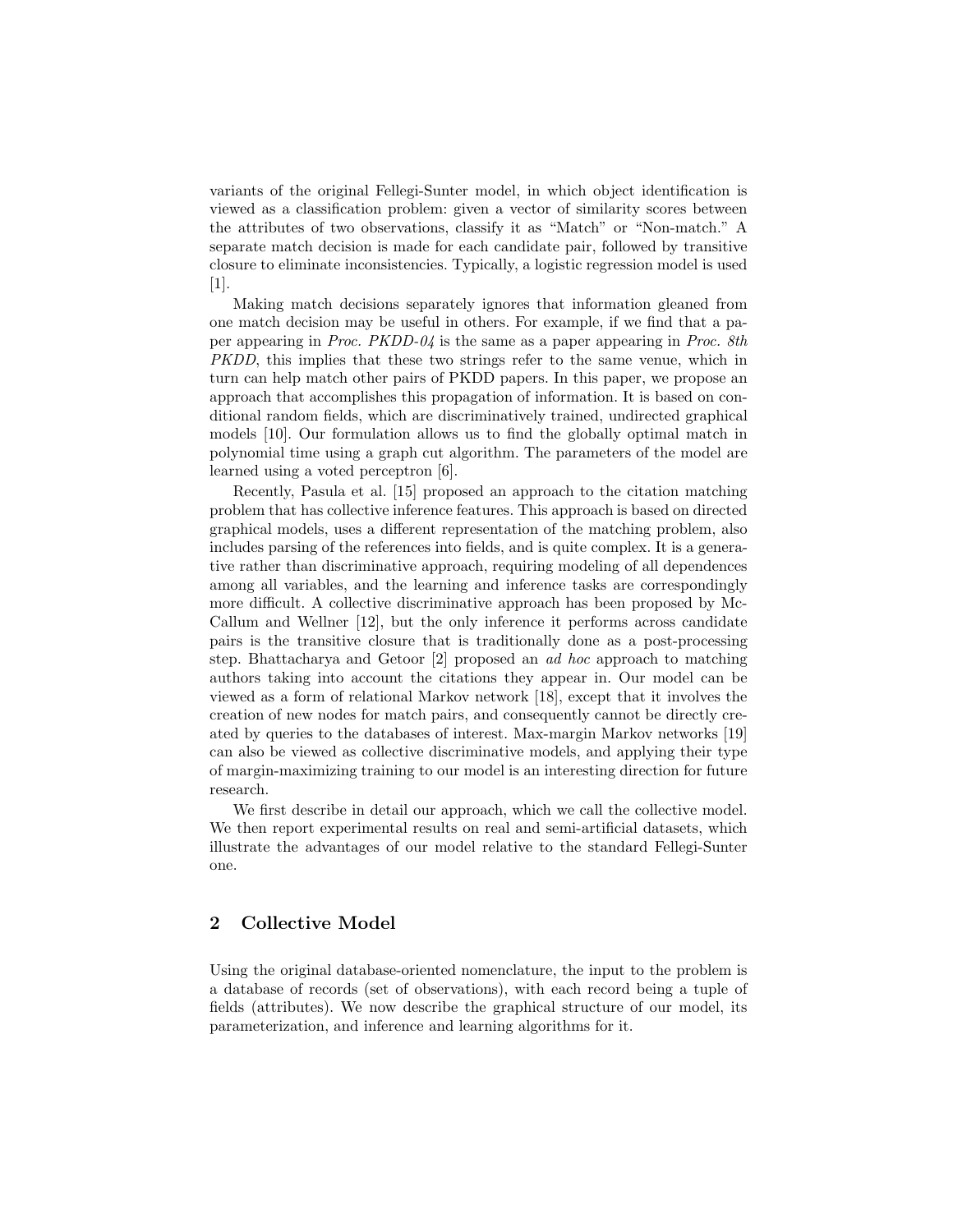variants of the original Fellegi-Sunter model, in which object identification is viewed as a classification problem: given a vector of similarity scores between the attributes of two observations, classify it as "Match" or "Non-match." A separate match decision is made for each candidate pair, followed by transitive closure to eliminate inconsistencies. Typically, a logistic regression model is used [1].

Making match decisions separately ignores that information gleaned from one match decision may be useful in others. For example, if we find that a paper appearing in *Proc. PKDD-04* is the same as a paper appearing in *Proc. 8th PKDD*, this implies that these two strings refer to the same venue, which in turn can help match other pairs of PKDD papers. In this paper, we propose an approach that accomplishes this propagation of information. It is based on conditional random fields, which are discriminatively trained, undirected graphical models [10]. Our formulation allows us to find the globally optimal match in polynomial time using a graph cut algorithm. The parameters of the model are learned using a voted perceptron [6].

Recently, Pasula et al. [15] proposed an approach to the citation matching problem that has collective inference features. This approach is based on directed graphical models, uses a different representation of the matching problem, also includes parsing of the references into fields, and is quite complex. It is a generative rather than discriminative approach, requiring modeling of all dependences among all variables, and the learning and inference tasks are correspondingly more difficult. A collective discriminative approach has been proposed by McCallum and Wellner [12], but the only inference it performs across candidate pairs is the transitive closure that is traditionally done as a post-processing step. Bhattacharya and Getoor [2] proposed an *ad hoc* approach to matching authors taking into account the citations they appear in. Our model can be viewed as a form of relational Markov network [18], except that it involves the creation of new nodes for match pairs, and consequently cannot be directly created by queries to the databases of interest. Max-margin Markov networks [19] can also be viewed as collective discriminative models, and applying their type of margin-maximizing training to our model is an interesting direction for future research.

We first describe in detail our approach, which we call the collective model. We then report experimental results on real and semi-artificial datasets, which illustrate the advantages of our model relative to the standard Fellegi-Sunter one.

## 2 Collective Model

Using the original database-oriented nomenclature, the input to the problem is a database of records (set of observations), with each record being a tuple of fields (attributes). We now describe the graphical structure of our model, its parameterization, and inference and learning algorithms for it.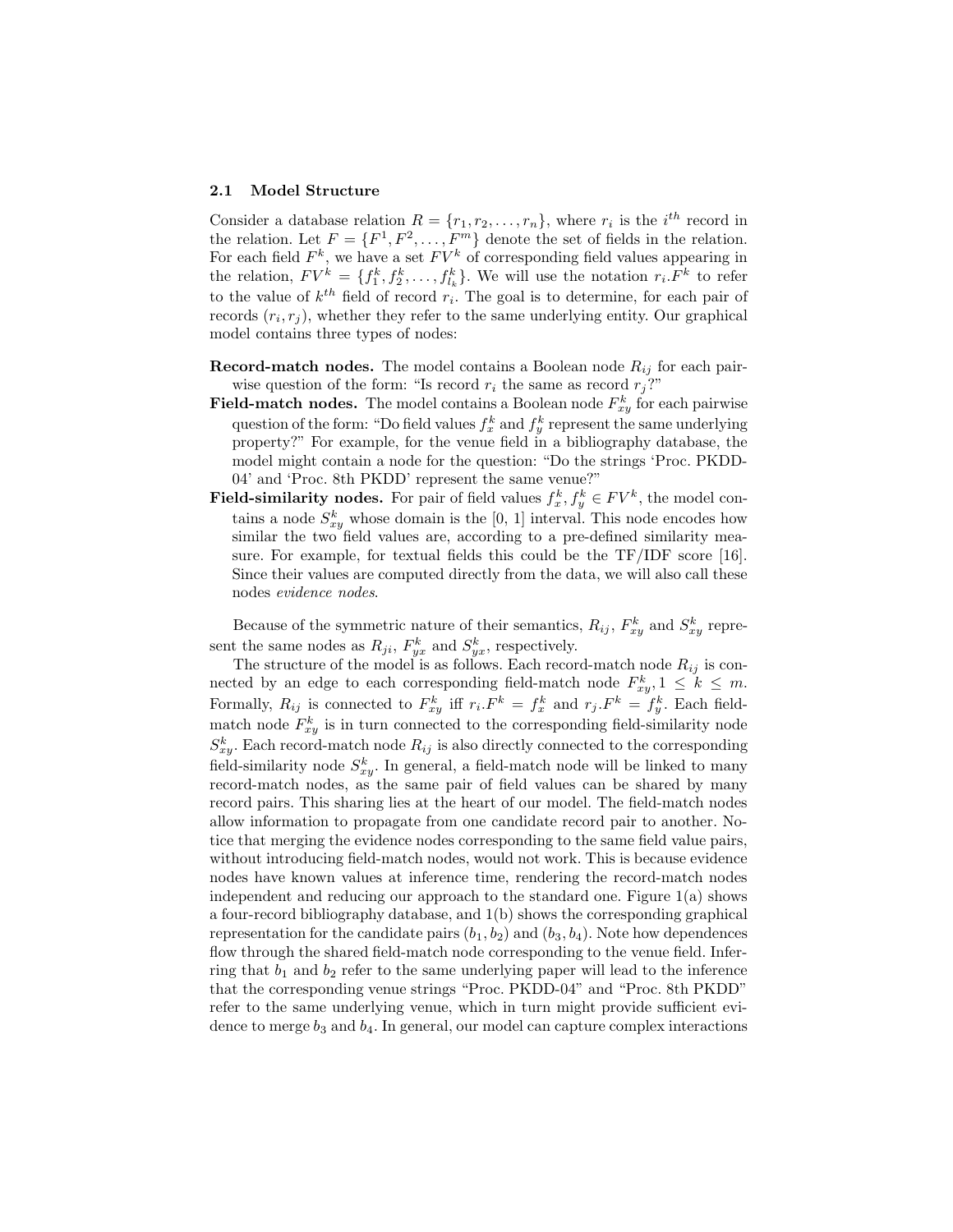### 2.1 Model Structure

Consider a database relation $R = \{r_1, r_2, \ldots, r_n\}$, where $r_i$ is the $i^{th}$ record in the relation. Let $F = \{F^1, F^2, \ldots, F^m\}$ denote the set of fields in the relation. For each field $F^k$, we have a set $FV^k$ of corresponding field values appearing in the relation, $FV^k = \{f_1^k, f_2^k, \ldots, f_{l_k}^k\}$. We will use the notation $r_i.F^k$ to refer to the value of $k^{th}$ field of record $r_i$. The goal is to determine, for each pair of records $(r_i, r_j)$, whether they refer to the same underlying entity. Our graphical model contains three types of nodes:

- **Record-match nodes.** The model contains a Boolean node $R_{ij}$ for each pairwise question of the form: "Is record $r_i$ the same as record $r_j$?"
- **Field-match nodes.** The model contains a Boolean node $F_{xy}^k$ for each pairwise question of the form: "Do field values $f_x^k$ and $f_y^k$ represent the same underlying property?" For example, for the venue field in a bibliography database, the model might contain a node for the question: "Do the strings 'Proc. PKDD-04' and 'Proc. 8th PKDD' represent the same venue?"
- **Field-similarity nodes.** For pair of field values $f_x^k, f_y^k \in FV^k$, the model contains a node $S_{xy}^k$ whose domain is the [0, 1] interval. This node encodes how similar the two field values are, according to a pre-defined similarity measure. For example, for textual fields this could be the TF/IDF score [16]. Since their values are computed directly from the data, we will also call these nodes *evidence nodes*.

Because of the symmetric nature of their semantics, $R_{ij}$, $F_{xy}^k$ and $S_{xy}^k$ represent the same nodes as $R_{ji}$, $F_{yx}^k$ and $S_{yx}^k$, respectively.

The structure of the model is as follows. Each record-match node $R_{ij}$ is connected by an edge to each corresponding field-match node $F_{xy}^k, 1 \leq k \leq m$. Formally, $R_{ij}$ is connected to $F_{xy}^k$ iff $r_i.F^k = f_x^k$ and $r_j.F^k = f_y^k$. Each field-match node $F_{xy}^k$ is in turn connected to the corresponding field-similarity node $S_{xy}^k$. Each record-match node $R_{ij}$ is also directly connected to the corresponding field-similarity node $S_{xy}^k$. In general, a field-match node will be linked to many record-match nodes, as the same pair of field values can be shared by many record pairs. This sharing lies at the heart of our model. The field-match nodes allow information to propagate from one candidate record pair to another. Notice that merging the evidence nodes corresponding to the same field value pairs, without introducing field-match nodes, would not work. This is because evidence nodes have known values at inference time, rendering the record-match nodes independent and reducing our approach to the standard one. Figure 1(a) shows a four-record bibliography database, and 1(b) shows the corresponding graphical representation for the candidate pairs $(b_1, b_2)$ and $(b_3, b_4)$. Note how dependences flow through the shared field-match node corresponding to the venue field. Inferring that $b_1$ and $b_2$ refer to the same underlying paper will lead to the inference that the corresponding venue strings "Proc. PKDD-04" and "Proc. 8th PKDD" refer to the same underlying venue, which in turn might provide sufficient evidence to merge $b_3$ and $b_4$. In general, our model can capture complex interactions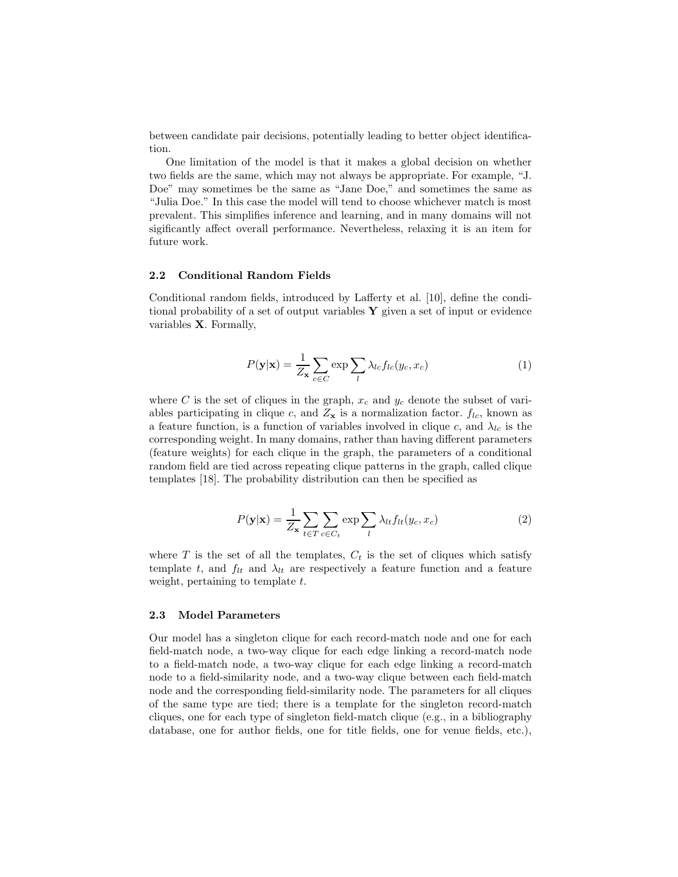between candidate pair decisions, potentially leading to better object identification.

One limitation of the model is that it makes a global decision on whether two fields are the same, which may not always be appropriate. For example, "J. Doe" may sometimes be the same as "Jane Doe," and sometimes the same as "Julia Doe." In this case the model will tend to choose whichever match is most prevalent. This simplifies inference and learning, and in many domains will not sigificantly affect overall performance. Nevertheless, relaxing it is an item for future work.

### 2.2 Conditional Random Fields

Conditional random fields, introduced by Lafferty et al. [10], define the conditional probability of a set of output variables $\mathbf{Y}$ given a set of input or evidence variables $\mathbf{X}$. Formally,

$$P(\mathbf{y}|\mathbf{x}) = \frac{1}{Z_{\mathbf{x}}} \sum_{c \in C} \exp \sum_{l} \lambda_{lc} f_{lc}(y_c, x_c) \tag{1}$$

where $C$ is the set of cliques in the graph, $x_c$ and $y_c$ denote the subset of variables participating in clique $c$, and $Z_{\mathbf{x}}$ is a normalization factor. $f_{lc}$, known as a feature function, is a function of variables involved in clique $c$, and $\lambda_{lc}$ is the corresponding weight. In many domains, rather than having different parameters (feature weights) for each clique in the graph, the parameters of a conditional random field are tied across repeating clique patterns in the graph, called clique templates [18]. The probability distribution can then be specified as

$$P(\mathbf{y}|\mathbf{x}) = \frac{1}{Z_{\mathbf{x}}} \sum_{t \in T} \sum_{c \in C_t} \exp \sum_{l} \lambda_{lt} f_{lt}(y_c, x_c) \tag{2}$$

where $T$ is the set of all the templates, $C_t$ is the set of cliques which satisfy template $t$, and $f_{lt}$ and $\lambda_{lt}$ are respectively a feature function and a feature weight, pertaining to template $t$.

### 2.3 Model Parameters

Our model has a singleton clique for each record-match node and one for each field-match node, a two-way clique for each edge linking a record-match node to a field-match node, a two-way clique for each edge linking a record-match node to a field-similarity node, and a two-way clique between each field-match node and the corresponding field-similarity node. The parameters for all cliques of the same type are tied; there is a template for the singleton record-match cliques, one for each type of singleton field-match clique (e.g., in a bibliography database, one for author fields, one for title fields, one for venue fields, etc.),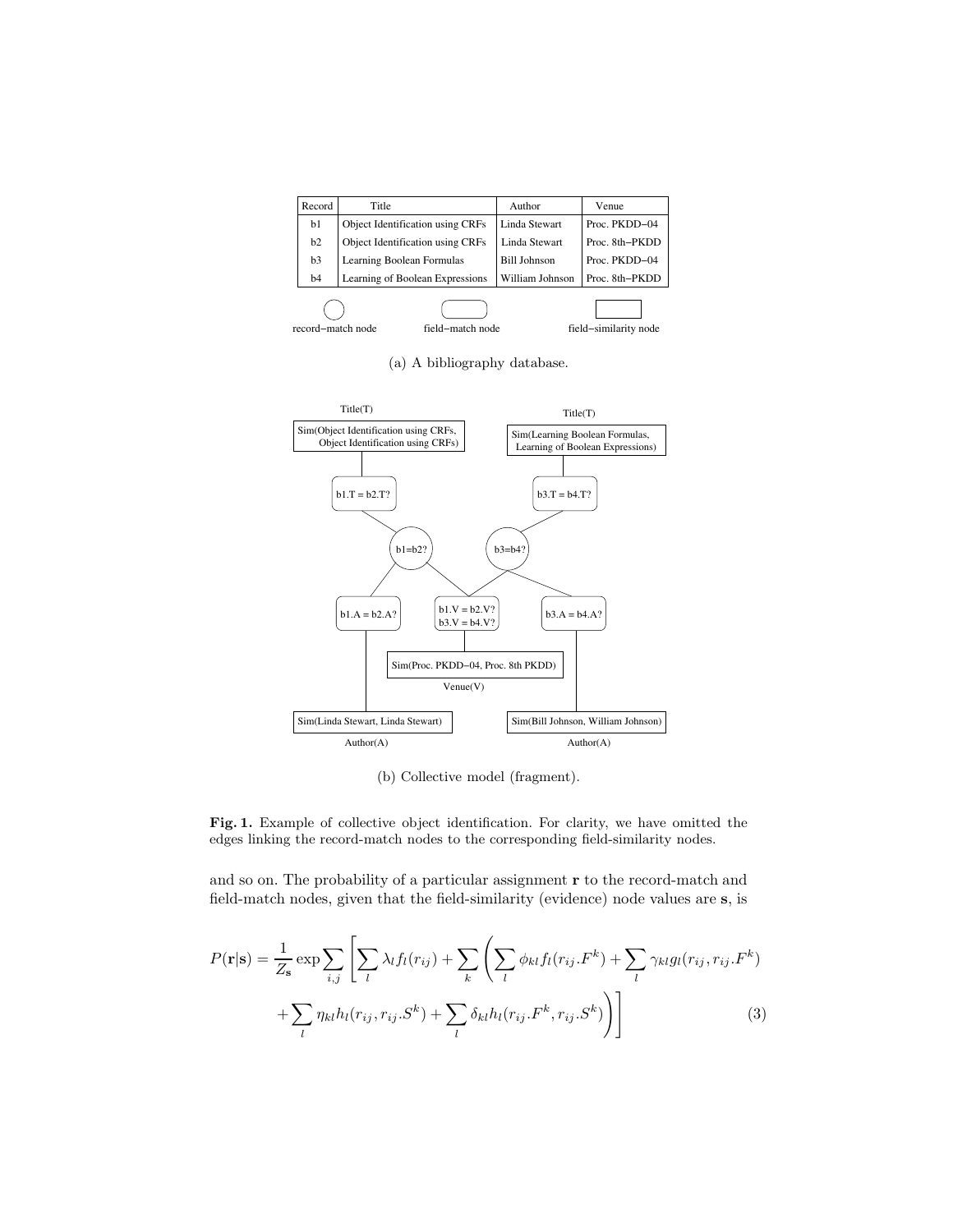| Record | Title | Author | Venue |
|---|---|---|---|
| b1 | Object Identification using CRFs | Linda Stewart | Proc. PKDD−04 |
| b2 | Object Identification using CRFs | Linda Stewart | Proc. 8th−PKDD |
| b3 | Learning Boolean Formulas | Bill Johnson | Proc. PKDD−04 |
| b4 | Learning of Boolean Expressions | William Johnson | Proc. 8th−PKDD |

record−match node    field−match node    field−similarity node

(a) A bibliography database.

(b) Collective model (fragment).

**Fig. 1.** Example of collective object identification. For clarity, we have omitted the edges linking the record-match nodes to the corresponding field-similarity nodes.

and so on. The probability of a particular assignment $\mathbf{r}$ to the record-match and field-match nodes, given that the field-similarity (evidence) node values are $\mathbf{s}$, is

$$
P(\mathbf{r}|\mathbf{s}) = \frac{1}{Z_{\mathbf{s}}} \exp \sum_{i,j} \left[ \sum_{l} \lambda_l f_l(r_{ij}) + \sum_{k} \left( \sum_{l} \phi_{kl} f_l(r_{ij}.F^k) + \sum_{l} \gamma_{kl} g_l(r_{ij}, r_{ij}.F^k) \right. \right.
$$
$$
\left. \left. + \sum_{l} \eta_{kl} h_l(r_{ij}, r_{ij}.S^k) + \sum_{l} \delta_{kl} h_l(r_{ij}.F^k, r_{ij}.S^k) \right) \right] \tag{3}
$$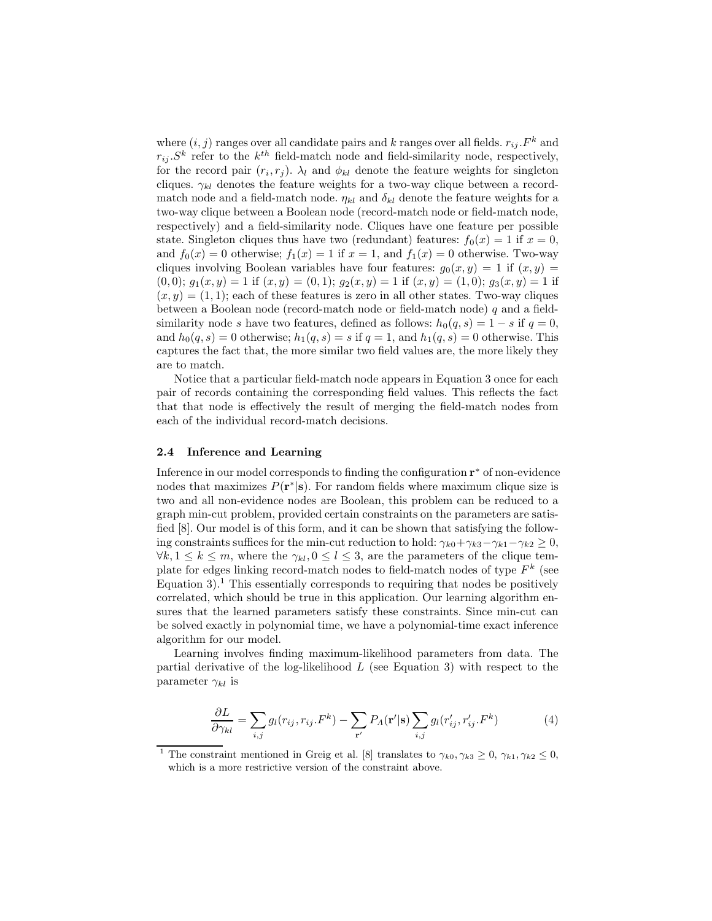where $(i, j)$ ranges over all candidate pairs and $k$ ranges over all fields. $r_{ij}.F^k$ and $r_{ij}.S^k$ refer to the $k^{th}$ field-match node and field-similarity node, respectively, for the record pair $(r_i, r_j)$. $\lambda_l$ and $\phi_{kl}$ denote the feature weights for singleton cliques. $\gamma_{kl}$ denotes the feature weights for a two-way clique between a record-match node and a field-match node. $\eta_{kl}$ and $\delta_{kl}$ denote the feature weights for a two-way clique between a Boolean node (record-match node or field-match node, respectively) and a field-similarity node. Cliques have one feature per possible state. Singleton cliques thus have two (redundant) features: $f_0(x) = 1$ if $x = 0$, and $f_0(x) = 0$ otherwise; $f_1(x) = 1$ if $x = 1$, and $f_1(x) = 0$ otherwise. Two-way cliques involving Boolean variables have four features: $g_0(x, y) = 1$ if $(x, y) = (0, 0)$; $g_1(x, y) = 1$ if $(x, y) = (0, 1)$; $g_2(x, y) = 1$ if $(x, y) = (1, 0)$; $g_3(x, y) = 1$ if $(x, y) = (1, 1)$; each of these features is zero in all other states. Two-way cliques between a Boolean node (record-match node or field-match node) $q$ and a field-similarity node $s$ have two features, defined as follows: $h_0(q, s) = 1 - s$ if $q = 0$, and $h_0(q, s) = 0$ otherwise; $h_1(q, s) = s$ if $q = 1$, and $h_1(q, s) = 0$ otherwise. This captures the fact that, the more similar two field values are, the more likely they are to match.

Notice that a particular field-match node appears in Equation 3 once for each pair of records containing the corresponding field values. This reflects the fact that that node is effectively the result of merging the field-match nodes from each of the individual record-match decisions.

### 2.4 Inference and Learning

Inference in our model corresponds to finding the configuration $\mathbf{r}^*$ of non-evidence nodes that maximizes $P(\mathbf{r}^*|\mathbf{s})$. For random fields where maximum clique size is two and all non-evidence nodes are Boolean, this problem can be reduced to a graph min-cut problem, provided certain constraints on the parameters are satisfied [8]. Our model is of this form, and it can be shown that satisfying the following constraints suffices for the min-cut reduction to hold: $\gamma_{k0} + \gamma_{k3} - \gamma_{k1} - \gamma_{k2} \geq 0$, $\forall k, 1 \leq k \leq m$, where the $\gamma_{kl}, 0 \leq l \leq 3$, are the parameters of the clique template for edges linking record-match nodes to field-match nodes of type $F^k$ (see Equation 3).[1] This essentially corresponds to requiring that nodes be positively correlated, which should be true in this application. Our learning algorithm ensures that the learned parameters satisfy these constraints. Since min-cut can be solved exactly in polynomial time, we have a polynomial-time exact inference algorithm for our model.

Learning involves finding maximum-likelihood parameters from data. The partial derivative of the log-likelihood $L$ (see Equation 3) with respect to the parameter $\gamma_{kl}$ is

$$\frac{\partial L}{\partial \gamma_{kl}} = \sum_{i,j} g_l(r_{ij}, r_{ij}.F^k) - \sum_{\mathbf{r}'} P_\Lambda(\mathbf{r}'|\mathbf{s}) \sum_{i,j} g_l(r'_{ij}, r'_{ij}.F^k) \tag{4}$$

[1] The constraint mentioned in Greig et al. [8] translates to $\gamma_{k0}, \gamma_{k3} \geq 0$, $\gamma_{k1}, \gamma_{k2} \leq 0$, which is a more restrictive version of the constraint above.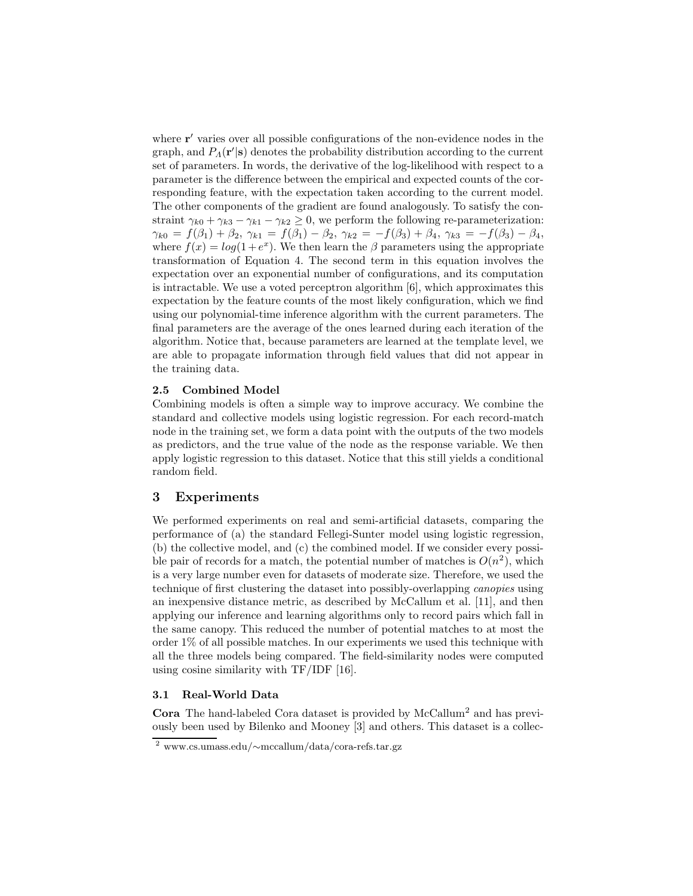where $\mathbf{r}'$ varies over all possible configurations of the non-evidence nodes in the graph, and $P_\Lambda(\mathbf{r}'|\mathbf{s})$ denotes the probability distribution according to the current set of parameters. In words, the derivative of the log-likelihood with respect to a parameter is the difference between the empirical and expected counts of the corresponding feature, with the expectation taken according to the current model. The other components of the gradient are found analogously. To satisfy the constraint $\gamma_{k0} + \gamma_{k3} - \gamma_{k1} - \gamma_{k2} \geq 0$, we perform the following re-parameterization: $\gamma_{k0} = f(\beta_1) + \beta_2$, $\gamma_{k1} = f(\beta_1) - \beta_2$, $\gamma_{k2} = -f(\beta_3) + \beta_4$, $\gamma_{k3} = -f(\beta_3) - \beta_4$, where $f(x) = log(1 + e^x)$. We then learn the $\beta$ parameters using the appropriate transformation of Equation 4. The second term in this equation involves the expectation over an exponential number of configurations, and its computation is intractable. We use a voted perceptron algorithm [6], which approximates this expectation by the feature counts of the most likely configuration, which we find using our polynomial-time inference algorithm with the current parameters. The final parameters are the average of the ones learned during each iteration of the algorithm. Notice that, because parameters are learned at the template level, we are able to propagate information through field values that did not appear in the training data.

### 2.5 Combined Model

Combining models is often a simple way to improve accuracy. We combine the standard and collective models using logistic regression. For each record-match node in the training set, we form a data point with the outputs of the two models as predictors, and the true value of the node as the response variable. We then apply logistic regression to this dataset. Notice that this still yields a conditional random field.

## 3 Experiments

We performed experiments on real and semi-artificial datasets, comparing the performance of (a) the standard Fellegi-Sunter model using logistic regression, (b) the collective model, and (c) the combined model. If we consider every possible pair of records for a match, the potential number of matches is $O(n^2)$, which is a very large number even for datasets of moderate size. Therefore, we used the technique of first clustering the dataset into possibly-overlapping *canopies* using an inexpensive distance metric, as described by McCallum et al. [11], and then applying our inference and learning algorithms only to record pairs which fall in the same canopy. This reduced the number of potential matches to at most the order 1% of all possible matches. In our experiments we used this technique with all the three models being compared. The field-similarity nodes were computed using cosine similarity with TF/IDF [16].

### 3.1 Real-World Data

**Cora** The hand-labeled Cora dataset is provided by McCallum[2] and has previously been used by Bilenko and Mooney [3] and others. This dataset is a collec-

[2] www.cs.umass.edu/∼mccallum/data/cora-refs.tar.gz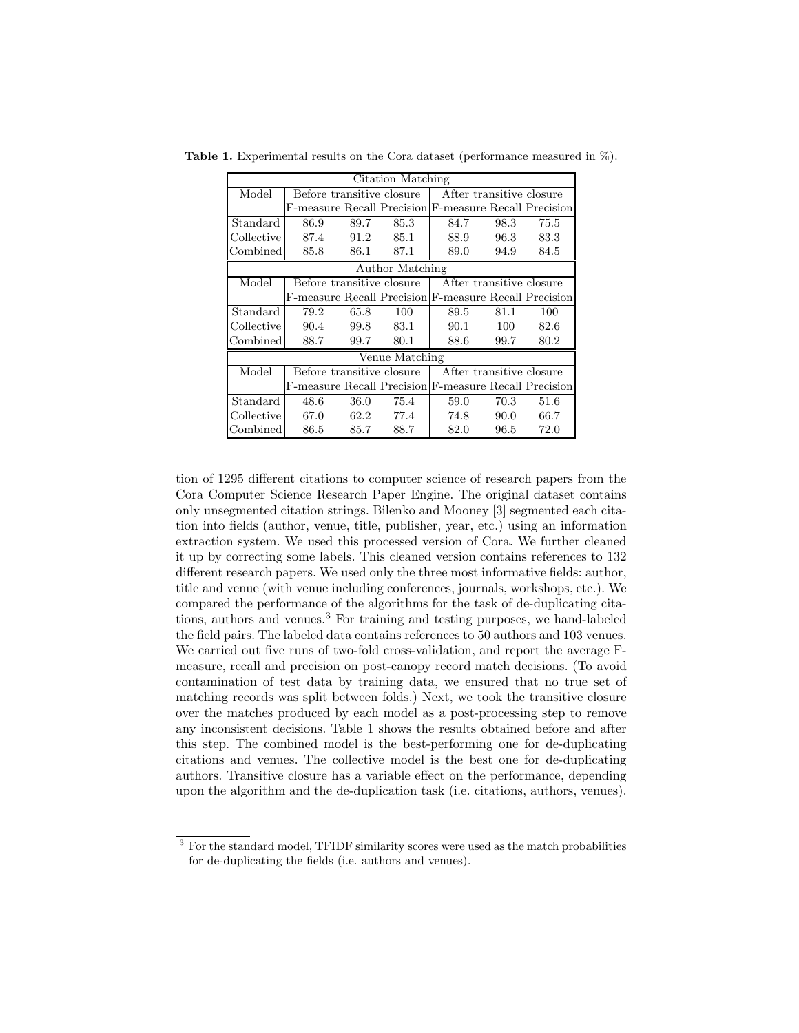**Table 1.** Experimental results on the Cora dataset (performance measured in %).

| Citation Matching | | | | | | |
|---|---|---|---|---|---|---|
| Model | Before transitive closure | | | After transitive closure | | |
| | F-measure | Recall | Precision | F-measure | Recall | Precision |
| Standard | 86.9 | 89.7 | 85.3 | 84.7 | 98.3 | 75.5 |
| Collective | 87.4 | 91.2 | 85.1 | 88.9 | 96.3 | 83.3 |
| Combined | 85.8 | 86.1 | 87.1 | 89.0 | 94.9 | 84.5 |
| **Author Matching** | | | | | | |
| Model | Before transitive closure | | | After transitive closure | | |
| | F-measure | Recall | Precision | F-measure | Recall | Precision |
| Standard | 79.2 | 65.8 | 100 | 89.5 | 81.1 | 100 |
| Collective | 90.4 | 99.8 | 83.1 | 90.1 | 100 | 82.6 |
| Combined | 88.7 | 99.7 | 80.1 | 88.6 | 99.7 | 80.2 |
| **Venue Matching** | | | | | | |
| Model | Before transitive closure | | | After transitive closure | | |
| | F-measure | Recall | Precision | F-measure | Recall | Precision |
| Standard | 48.6 | 36.0 | 75.4 | 59.0 | 70.3 | 51.6 |
| Collective | 67.0 | 62.2 | 77.4 | 74.8 | 90.0 | 66.7 |
| Combined | 86.5 | 85.7 | 88.7 | 82.0 | 96.5 | 72.0 |

tion of 1295 different citations to computer science of research papers from the Cora Computer Science Research Paper Engine. The original dataset contains only unsegmented citation strings. Bilenko and Mooney [3] segmented each citation into fields (author, venue, title, publisher, year, etc.) using an information extraction system. We used this processed version of Cora. We further cleaned it up by correcting some labels. This cleaned version contains references to 132 different research papers. We used only the three most informative fields: author, title and venue (with venue including conferences, journals, workshops, etc.). We compared the performance of the algorithms for the task of de-duplicating citations, authors and venues.[3] For training and testing purposes, we hand-labeled the field pairs. The labeled data contains references to 50 authors and 103 venues. We carried out five runs of two-fold cross-validation, and report the average F-measure, recall and precision on post-canopy record match decisions. (To avoid contamination of test data by training data, we ensured that no true set of matching records was split between folds.) Next, we took the transitive closure over the matches produced by each model as a post-processing step to remove any inconsistent decisions. Table 1 shows the results obtained before and after this step. The combined model is the best-performing one for de-duplicating citations and venues. The collective model is the best one for de-duplicating authors. Transitive closure has a variable effect on the performance, depending upon the algorithm and the de-duplication task (i.e. citations, authors, venues).

[3] For the standard model, TFIDF similarity scores were used as the match probabilities for de-duplicating the fields (i.e. authors and venues).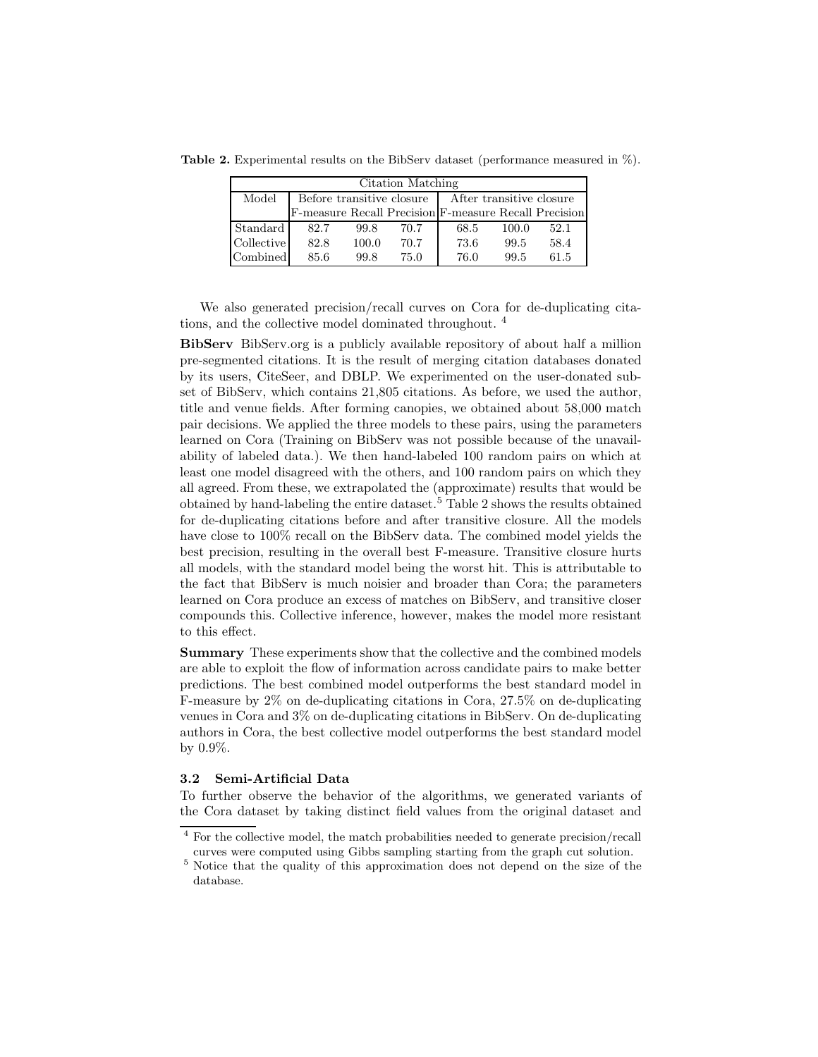**Table 2.** Experimental results on the BibServ dataset (performance measured in %).

| Citation Matching | | | | | | |
|---|---|---|---|---|---|---|
| Model | Before transitive closure | | | After transitive closure | | |
| | F-measure | Recall | Precision | F-measure | Recall | Precision |
| Standard | 82.7 | 99.8 | 70.7 | 68.5 | 100.0 | 52.1 |
| Collective | 82.8 | 100.0 | 70.7 | 73.6 | 99.5 | 58.4 |
| Combined | 85.6 | 99.8 | 75.0 | 76.0 | 99.5 | 61.5 |

We also generated precision/recall curves on Cora for de-duplicating citations, and the collective model dominated throughout. [4]

**BibServ** BibServ.org is a publicly available repository of about half a million pre-segmented citations. It is the result of merging citation databases donated by its users, CiteSeer, and DBLP. We experimented on the user-donated subset of BibServ, which contains 21,805 citations. As before, we used the author, title and venue fields. After forming canopies, we obtained about 58,000 match pair decisions. We applied the three models to these pairs, using the parameters learned on Cora (Training on BibServ was not possible because of the unavailability of labeled data.). We then hand-labeled 100 random pairs on which at least one model disagreed with the others, and 100 random pairs on which they all agreed. From these, we extrapolated the (approximate) results that would be obtained by hand-labeling the entire dataset.[5] Table 2 shows the results obtained for de-duplicating citations before and after transitive closure. All the models have close to 100% recall on the BibServ data. The combined model yields the best precision, resulting in the overall best F-measure. Transitive closure hurts all models, with the standard model being the worst hit. This is attributable to the fact that BibServ is much noisier and broader than Cora; the parameters learned on Cora produce an excess of matches on BibServ, and transitive closer compounds this. Collective inference, however, makes the model more resistant to this effect.

**Summary** These experiments show that the collective and the combined models are able to exploit the flow of information across candidate pairs to make better predictions. The best combined model outperforms the best standard model in F-measure by 2% on de-duplicating citations in Cora, 27.5% on de-duplicating venues in Cora and 3% on de-duplicating citations in BibServ. On de-duplicating authors in Cora, the best collective model outperforms the best standard model by 0.9%.

### 3.2 Semi-Artificial Data

To further observe the behavior of the algorithms, we generated variants of the Cora dataset by taking distinct field values from the original dataset and

[4] For the collective model, the match probabilities needed to generate precision/recall curves were computed using Gibbs sampling starting from the graph cut solution.

[5] Notice that the quality of this approximation does not depend on the size of the database.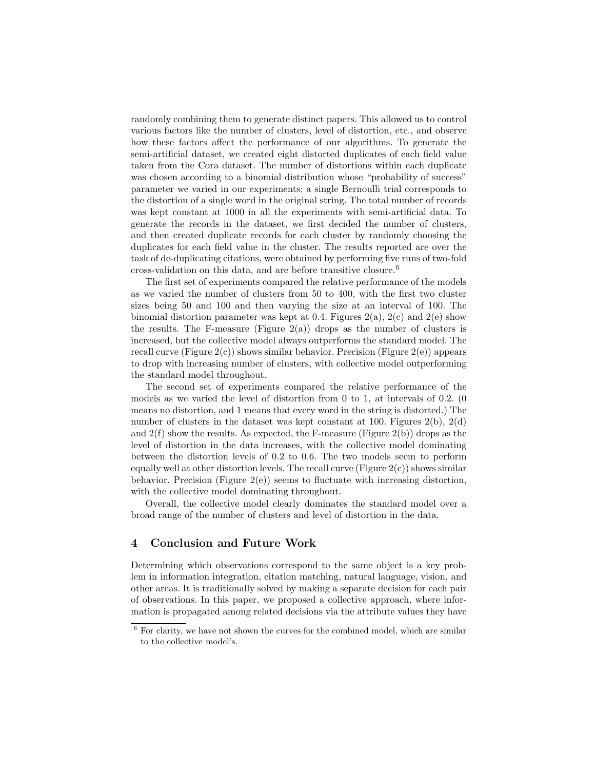randomly combining them to generate distinct papers. This allowed us to control various factors like the number of clusters, level of distortion, etc., and observe how these factors affect the performance of our algorithms. To generate the semi-artificial dataset, we created eight distorted duplicates of each field value taken from the Cora dataset. The number of distortions within each duplicate was chosen according to a binomial distribution whose "probability of success" parameter we varied in our experiments; a single Bernoulli trial corresponds to the distortion of a single word in the original string. The total number of records was kept constant at 1000 in all the experiments with semi-artificial data. To generate the records in the dataset, we first decided the number of clusters, and then created duplicate records for each cluster by randomly choosing the duplicates for each field value in the cluster. The results reported are over the task of de-duplicating citations, were obtained by performing five runs of two-fold cross-validation on this data, and are before transitive closure.[6]

The first set of experiments compared the relative performance of the models as we varied the number of clusters from 50 to 400, with the first two cluster sizes being 50 and 100 and then varying the size at an interval of 100. The binomial distortion parameter was kept at 0.4. Figures 2(a), 2(c) and 2(e) show the results. The F-measure (Figure 2(a)) drops as the number of clusters is increased, but the collective model always outperforms the standard model. The recall curve (Figure 2(c)) shows similar behavior. Precision (Figure 2(e)) appears to drop with increasing number of clusters, with collective model outperforming the standard model throughout.

The second set of experiments compared the relative performance of the models as we varied the level of distortion from 0 to 1, at intervals of 0.2. (0 means no distortion, and 1 means that every word in the string is distorted.) The number of clusters in the dataset was kept constant at 100. Figures 2(b), 2(d) and 2(f) show the results. As expected, the F-measure (Figure 2(b)) drops as the level of distortion in the data increases, with the collective model dominating between the distortion levels of 0.2 to 0.6. The two models seem to perform equally well at other distortion levels. The recall curve (Figure 2(c)) shows similar behavior. Precision (Figure 2(e)) seems to fluctuate with increasing distortion, with the collective model dominating throughout.

Overall, the collective model clearly dominates the standard model over a broad range of the number of clusters and level of distortion in the data.

## 4 Conclusion and Future Work

Determining which observations correspond to the same object is a key problem in information integration, citation matching, natural language, vision, and other areas. It is traditionally solved by making a separate decision for each pair of observations. In this paper, we proposed a collective approach, where information is propagated among related decisions via the attribute values they have

[6] For clarity, we have not shown the curves for the combined model, which are similar to the collective model's.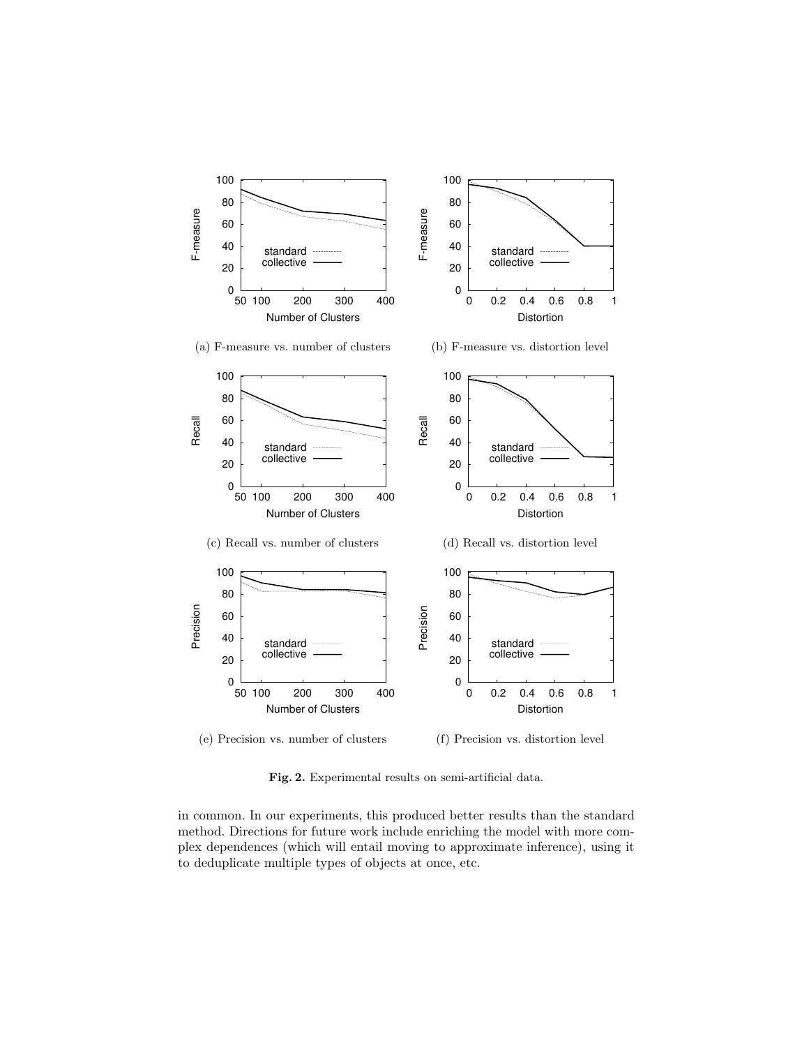(a) F-measure vs. number of clusters

(b) F-measure vs. distortion level

(c) Recall vs. number of clusters

(d) Recall vs. distortion level

(e) Precision vs. number of clusters

(f) Precision vs. distortion level

**Fig. 2.** Experimental results on semi-artificial data.

in common. In our experiments, this produced better results than the standard method. Directions for future work include enriching the model with more complex dependences (which will entail moving to approximate inference), using it to deduplicate multiple types of objects at once, etc.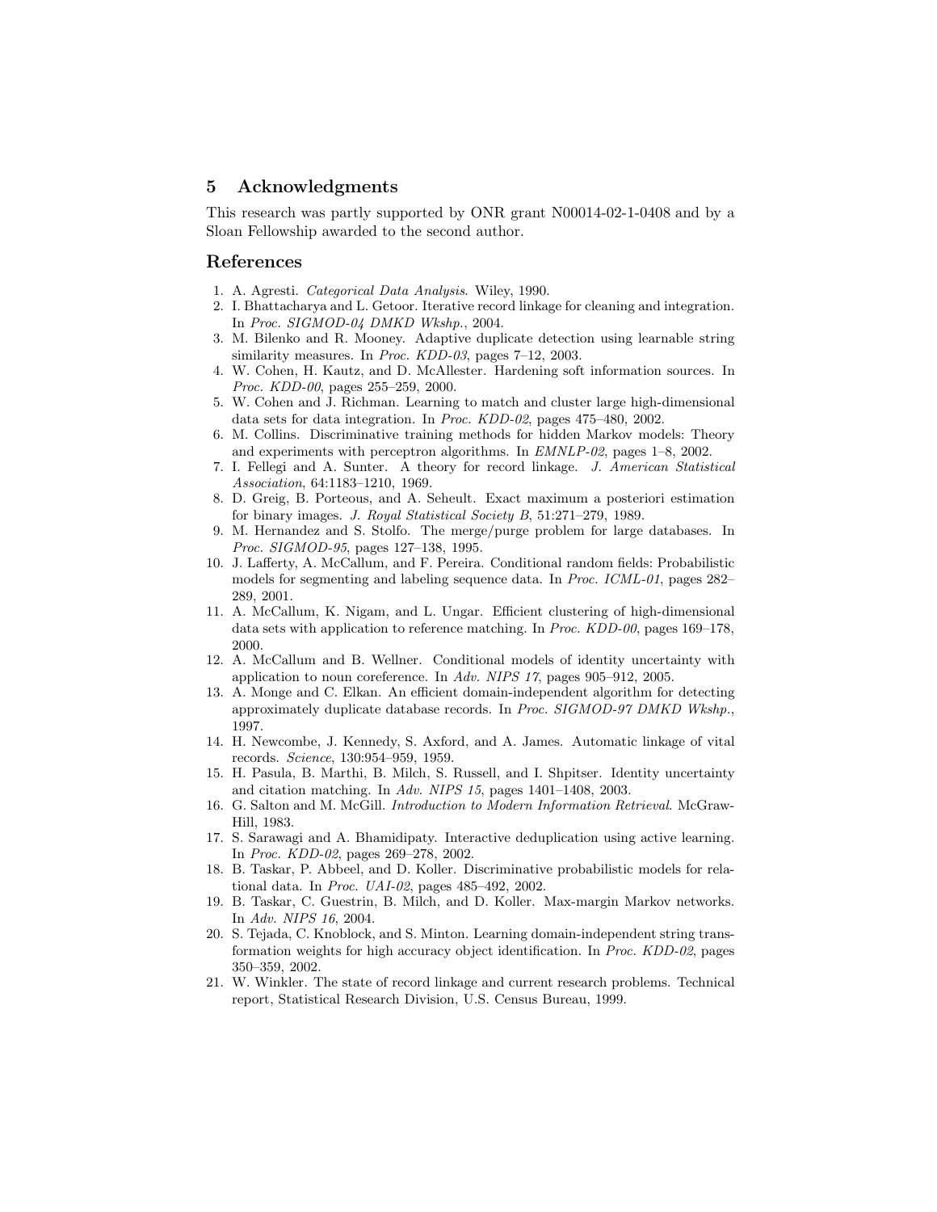## 5 Acknowledgments

This research was partly supported by ONR grant N00014-02-1-0408 and by a Sloan Fellowship awarded to the second author.

## References

1. A. Agresti. *Categorical Data Analysis*. Wiley, 1990.
2. I. Bhattacharya and L. Getoor. Iterative record linkage for cleaning and integration. In *Proc. SIGMOD-04 DMKD Wkshp.*, 2004.
3. M. Bilenko and R. Mooney. Adaptive duplicate detection using learnable string similarity measures. In *Proc. KDD-03*, pages 7–12, 2003.
4. W. Cohen, H. Kautz, and D. McAllester. Hardening soft information sources. In *Proc. KDD-00*, pages 255–259, 2000.
5. W. Cohen and J. Richman. Learning to match and cluster large high-dimensional data sets for data integration. In *Proc. KDD-02*, pages 475–480, 2002.
6. M. Collins. Discriminative training methods for hidden Markov models: Theory and experiments with perceptron algorithms. In *EMNLP-02*, pages 1–8, 2002.
7. I. Fellegi and A. Sunter. A theory for record linkage. *J. American Statistical Association*, 64:1183–1210, 1969.
8. D. Greig, B. Porteous, and A. Seheult. Exact maximum a posteriori estimation for binary images. *J. Royal Statistical Society B*, 51:271–279, 1989.
9. M. Hernandez and S. Stolfo. The merge/purge problem for large databases. In *Proc. SIGMOD-95*, pages 127–138, 1995.
10. J. Lafferty, A. McCallum, and F. Pereira. Conditional random fields: Probabilistic models for segmenting and labeling sequence data. In *Proc. ICML-01*, pages 282–289, 2001.
11. A. McCallum, K. Nigam, and L. Ungar. Efficient clustering of high-dimensional data sets with application to reference matching. In *Proc. KDD-00*, pages 169–178, 2000.
12. A. McCallum and B. Wellner. Conditional models of identity uncertainty with application to noun coreference. In *Adv. NIPS 17*, pages 905–912, 2005.
13. A. Monge and C. Elkan. An efficient domain-independent algorithm for detecting approximately duplicate database records. In *Proc. SIGMOD-97 DMKD Wkshp.*, 1997.
14. H. Newcombe, J. Kennedy, S. Axford, and A. James. Automatic linkage of vital records. *Science*, 130:954–959, 1959.
15. H. Pasula, B. Marthi, B. Milch, S. Russell, and I. Shpitser. Identity uncertainty and citation matching. In *Adv. NIPS 15*, pages 1401–1408, 2003.
16. G. Salton and M. McGill. *Introduction to Modern Information Retrieval*. McGraw-Hill, 1983.
17. S. Sarawagi and A. Bhamidipaty. Interactive deduplication using active learning. In *Proc. KDD-02*, pages 269–278, 2002.
18. B. Taskar, P. Abbeel, and D. Koller. Discriminative probabilistic models for relational data. In *Proc. UAI-02*, pages 485–492, 2002.
19. B. Taskar, C. Guestrin, B. Milch, and D. Koller. Max-margin Markov networks. In *Adv. NIPS 16*, 2004.
20. S. Tejada, C. Knoblock, and S. Minton. Learning domain-independent string transformation weights for high accuracy object identification. In *Proc. KDD-02*, pages 350–359, 2002.
21. W. Winkler. The state of record linkage and current research problems. Technical report, Statistical Research Division, U.S. Census Bureau, 1999.